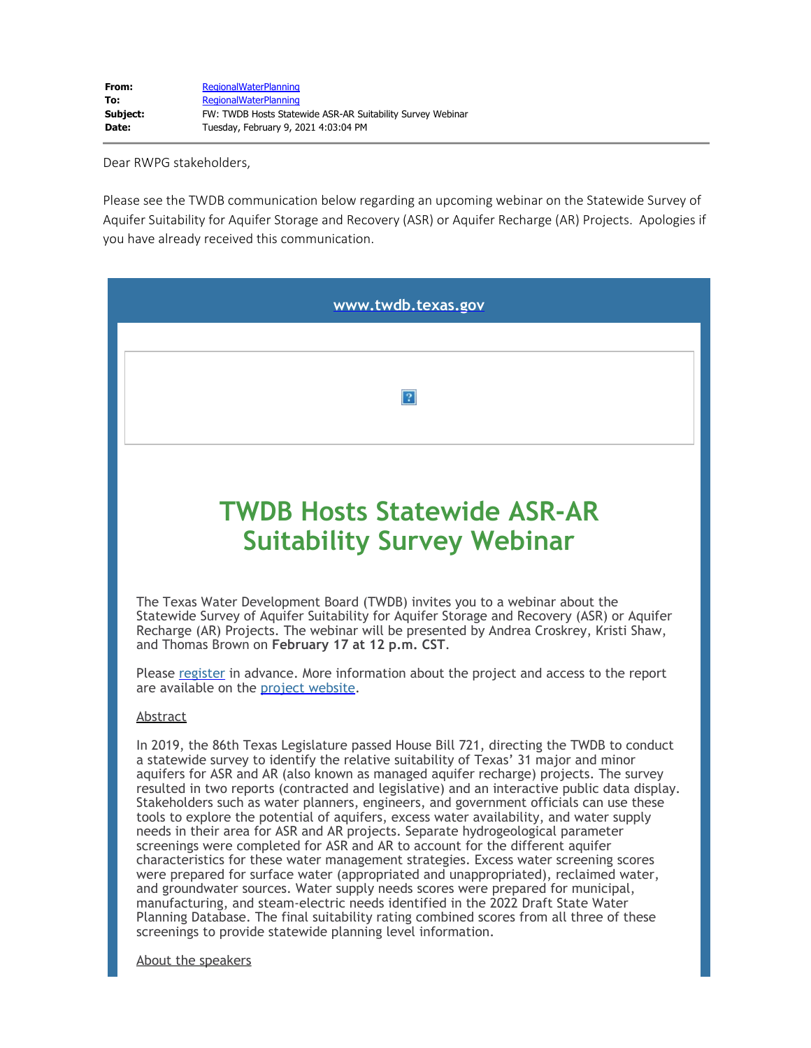| | |
|---|---|
| **From:** | RegionalWaterPlanning |
| **To:** | RegionalWaterPlanning |
| **Subject:** | FW: TWDB Hosts Statewide ASR-AR Suitability Survey Webinar |
| **Date:** | Tuesday, February 9, 2021 4:03:04 PM |

Dear RWPG stakeholders,

Please see the TWDB communication below regarding an upcoming webinar on the Statewide Survey of Aquifer Suitability for Aquifer Storage and Recovery (ASR) or Aquifer Recharge (AR) Projects. Apologies if you have already received this communication.

www.twdb.texas.gov

# TWDB Hosts Statewide ASR-AR Suitability Survey Webinar

The Texas Water Development Board (TWDB) invites you to a webinar about the Statewide Survey of Aquifer Suitability for Aquifer Storage and Recovery (ASR) or Aquifer Recharge (AR) Projects. The webinar will be presented by Andrea Croskrey, Kristi Shaw, and Thomas Brown on **February 17 at 12 p.m. CST**.

Please register in advance. More information about the project and access to the report are available on the project website.

Abstract

In 2019, the 86th Texas Legislature passed House Bill 721, directing the TWDB to conduct a statewide survey to identify the relative suitability of Texas' 31 major and minor aquifers for ASR and AR (also known as managed aquifer recharge) projects. The survey resulted in two reports (contracted and legislative) and an interactive public data display. Stakeholders such as water planners, engineers, and government officials can use these tools to explore the potential of aquifers, excess water availability, and water supply needs in their area for ASR and AR projects. Separate hydrogeological parameter screenings were completed for ASR and AR to account for the different aquifer characteristics for these water management strategies. Excess water screening scores were prepared for surface water (appropriated and unappropriated), reclaimed water, and groundwater sources. Water supply needs scores were prepared for municipal, manufacturing, and steam-electric needs identified in the 2022 Draft State Water Planning Database. The final suitability rating combined scores from all three of these screenings to provide statewide planning level information.

About the speakers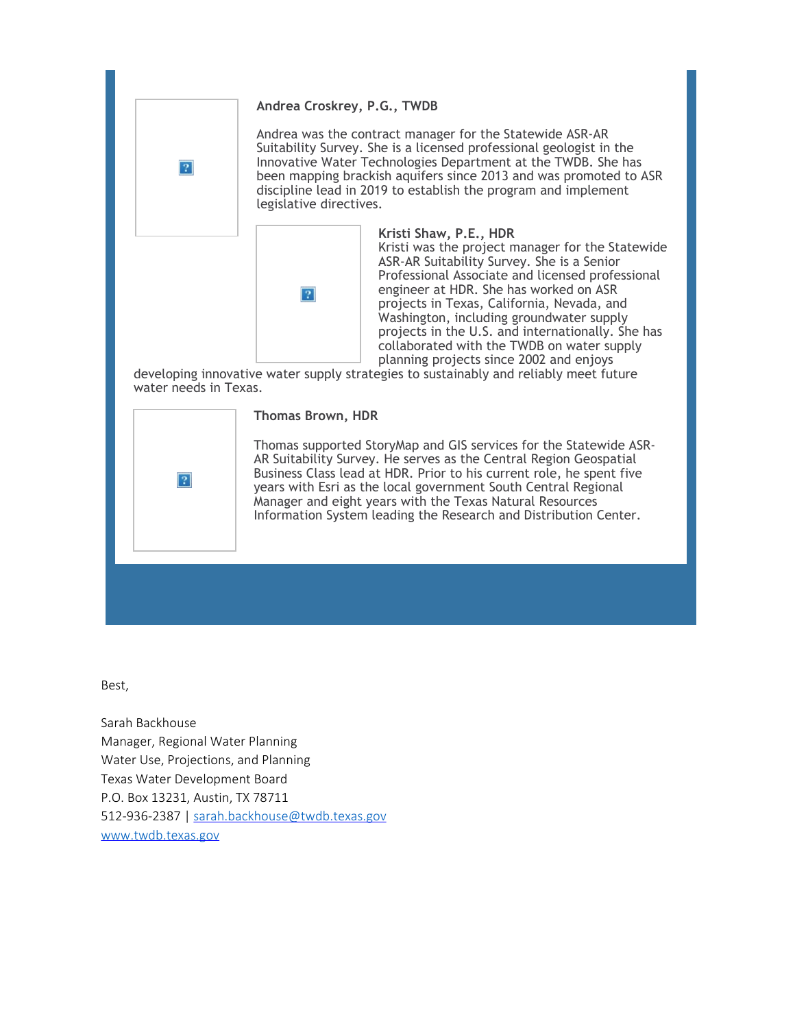**Andrea Croskrey, P.G., TWDB**

Andrea was the contract manager for the Statewide ASR-AR Suitability Survey. She is a licensed professional geologist in the Innovative Water Technologies Department at the TWDB. She has been mapping brackish aquifers since 2013 and was promoted to ASR discipline lead in 2019 to establish the program and implement legislative directives.

**Kristi Shaw, P.E., HDR**
Kristi was the project manager for the Statewide ASR-AR Suitability Survey. She is a Senior Professional Associate and licensed professional engineer at HDR. She has worked on ASR projects in Texas, California, Nevada, and Washington, including groundwater supply projects in the U.S. and internationally. She has collaborated with the TWDB on water supply planning projects since 2002 and enjoys developing innovative water supply strategies to sustainably and reliably meet future water needs in Texas.

**Thomas Brown, HDR**

Thomas supported StoryMap and GIS services for the Statewide ASR-AR Suitability Survey. He serves as the Central Region Geospatial Business Class lead at HDR. Prior to his current role, he spent five years with Esri as the local government South Central Regional Manager and eight years with the Texas Natural Resources Information System leading the Research and Distribution Center.

Best,

Sarah Backhouse
Manager, Regional Water Planning
Water Use, Projections, and Planning
Texas Water Development Board
P.O. Box 13231, Austin, TX 78711
512-936-2387 | sarah.backhouse@twdb.texas.gov
www.twdb.texas.gov